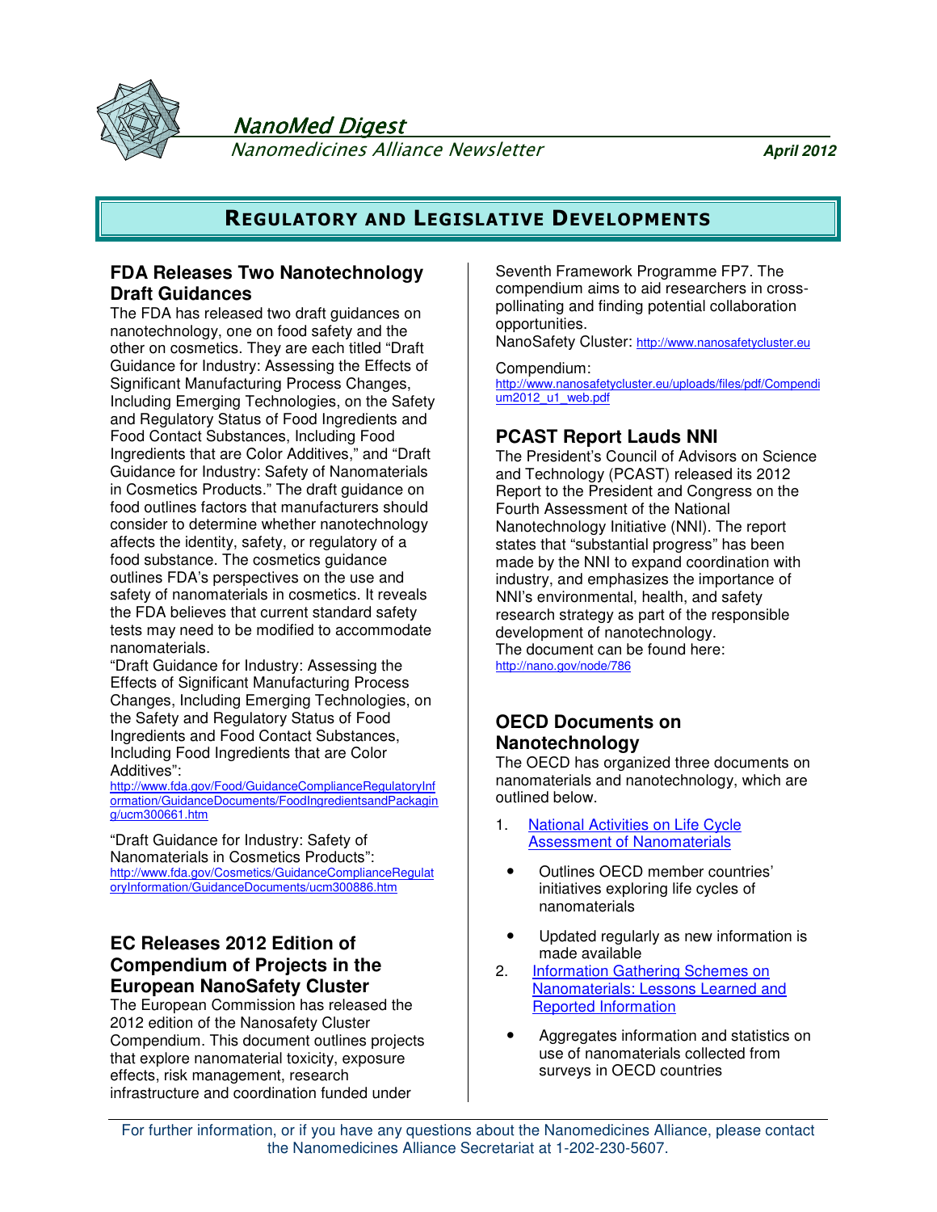# NanoMed Digest

*Nanomedicines Alliance Newsletter*

***April 2012***

## REGULATORY AND LEGISLATIVE DEVELOPMENTS

### FDA Releases Two Nanotechnology Draft Guidances

The FDA has released two draft guidances on nanotechnology, one on food safety and the other on cosmetics. They are each titled "Draft Guidance for Industry: Assessing the Effects of Significant Manufacturing Process Changes, Including Emerging Technologies, on the Safety and Regulatory Status of Food Ingredients and Food Contact Substances, Including Food Ingredients that are Color Additives," and "Draft Guidance for Industry: Safety of Nanomaterials in Cosmetics Products." The draft guidance on food outlines factors that manufacturers should consider to determine whether nanotechnology affects the identity, safety, or regulatory of a food substance. The cosmetics guidance outlines FDA's perspectives on the use and safety of nanomaterials in cosmetics. It reveals the FDA believes that current standard safety tests may need to be modified to accommodate nanomaterials.

"Draft Guidance for Industry: Assessing the Effects of Significant Manufacturing Process Changes, Including Emerging Technologies, on the Safety and Regulatory Status of Food Ingredients and Food Contact Substances, Including Food Ingredients that are Color Additives":
http://www.fda.gov/Food/GuidanceComplianceRegulatoryInformation/GuidanceDocuments/FoodIngredientsandPackaging/ucm300661.htm

"Draft Guidance for Industry: Safety of Nanomaterials in Cosmetics Products":
http://www.fda.gov/Cosmetics/GuidanceComplianceRegulatoryInformation/GuidanceDocuments/ucm300886.htm

### EC Releases 2012 Edition of Compendium of Projects in the European NanoSafety Cluster

The European Commission has released the 2012 edition of the Nanosafety Cluster Compendium. This document outlines projects that explore nanomaterial toxicity, exposure effects, risk management, research infrastructure and coordination funded under Seventh Framework Programme FP7. The compendium aims to aid researchers in cross-pollinating and finding potential collaboration opportunities.

NanoSafety Cluster: http://www.nanosafetycluster.eu

Compendium:
http://www.nanosafetycluster.eu/uploads/files/pdf/Compendium2012_u1_web.pdf

### PCAST Report Lauds NNI

The President's Council of Advisors on Science and Technology (PCAST) released its 2012 Report to the President and Congress on the Fourth Assessment of the National Nanotechnology Initiative (NNI). The report states that "substantial progress" has been made by the NNI to expand coordination with industry, and emphasizes the importance of NNI's environmental, health, and safety research strategy as part of the responsible development of nanotechnology.

The document can be found here:
http://nano.gov/node/786

### OECD Documents on Nanotechnology

The OECD has organized three documents on nanomaterials and nanotechnology, which are outlined below.

1. National Activities on Life Cycle Assessment of Nanomaterials
   - Outlines OECD member countries' initiatives exploring life cycles of nanomaterials
   - Updated regularly as new information is made available
2. Information Gathering Schemes on Nanomaterials: Lessons Learned and Reported Information
   - Aggregates information and statistics on use of nanomaterials collected from surveys in OECD countries

For further information, or if you have any questions about the Nanomedicines Alliance, please contact the Nanomedicines Alliance Secretariat at 1-202-230-5607.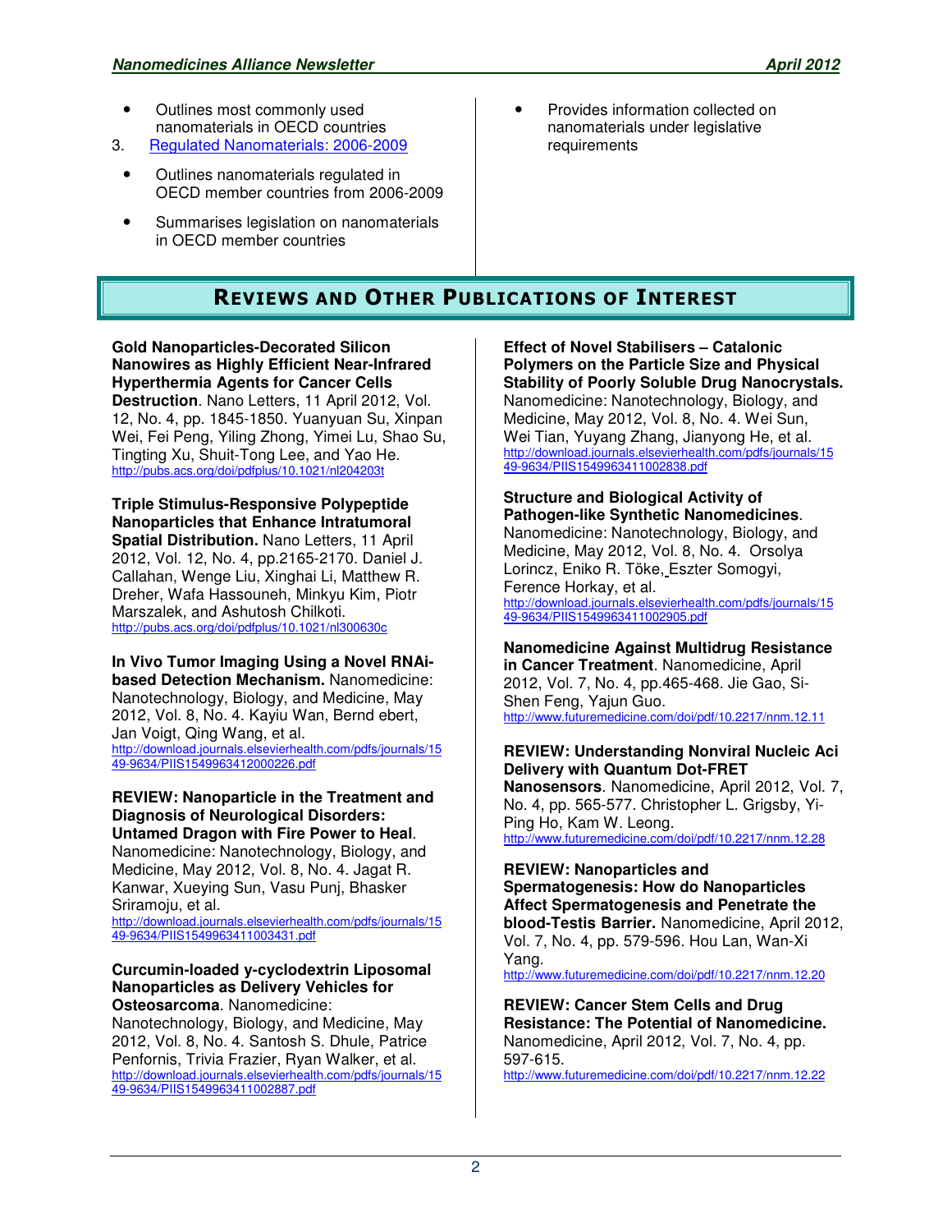- Outlines most commonly used nanomaterials in OECD countries

3. Regulated Nanomaterials: 2006-2009

- Outlines nanomaterials regulated in OECD member countries from 2006-2009
- Summarises legislation on nanomaterials in OECD member countries
- Provides information collected on nanomaterials under legislative requirements

## REVIEWS AND OTHER PUBLICATIONS OF INTEREST

**Gold Nanoparticles-Decorated Silicon Nanowires as Highly Efficient Near-Infrared Hyperthermia Agents for Cancer Cells Destruction**. Nano Letters, 11 April 2012, Vol. 12, No. 4, pp. 1845-1850. Yuanyuan Su, Xinpan Wei, Fei Peng, Yiling Zhong, Yimei Lu, Shao Su, Tingting Xu, Shuit-Tong Lee, and Yao He.
http://pubs.acs.org/doi/pdfplus/10.1021/nl204203t

**Triple Stimulus-Responsive Polypeptide Nanoparticles that Enhance Intratumoral Spatial Distribution.** Nano Letters, 11 April 2012, Vol. 12, No. 4, pp.2165-2170. Daniel J. Callahan, Wenge Liu, Xinghai Li, Matthew R. Dreher, Wafa Hassouneh, Minkyu Kim, Piotr Marszalek, and Ashutosh Chilkoti.
http://pubs.acs.org/doi/pdfplus/10.1021/nl300630c

**In Vivo Tumor Imaging Using a Novel RNAi-based Detection Mechanism.** Nanomedicine: Nanotechnology, Biology, and Medicine, May 2012, Vol. 8, No. 4. Kayiu Wan, Bernd ebert, Jan Voigt, Qing Wang, et al.
http://download.journals.elsevierhealth.com/pdfs/journals/1549-9634/PIIS1549963412000226.pdf

**REVIEW: Nanoparticle in the Treatment and Diagnosis of Neurological Disorders: Untamed Dragon with Fire Power to Heal**. Nanomedicine: Nanotechnology, Biology, and Medicine, May 2012, Vol. 8, No. 4. Jagat R. Kanwar, Xueying Sun, Vasu Punj, Bhasker Sriramoju, et al.
http://download.journals.elsevierhealth.com/pdfs/journals/1549-9634/PIIS1549963411003431.pdf

**Curcumin-loaded γ-cyclodextrin Liposomal Nanoparticles as Delivery Vehicles for Osteosarcoma**. Nanomedicine: Nanotechnology, Biology, and Medicine, May 2012, Vol. 8, No. 4. Santosh S. Dhule, Patrice Penfornis, Trivia Frazier, Ryan Walker, et al.
http://download.journals.elsevierhealth.com/pdfs/journals/1549-9634/PIIS1549963411002887.pdf

**Effect of Novel Stabilisers – Catalonic Polymers on the Particle Size and Physical Stability of Poorly Soluble Drug Nanocrystals.** Nanomedicine: Nanotechnology, Biology, and Medicine, May 2012, Vol. 8, No. 4. Wei Sun, Wei Tian, Yuyang Zhang, Jianyong He, et al.
http://download.journals.elsevierhealth.com/pdfs/journals/1549-9634/PIIS1549963411002838.pdf

**Structure and Biological Activity of Pathogen-like Synthetic Nanomedicines**. Nanomedicine: Nanotechnology, Biology, and Medicine, May 2012, Vol. 8, No. 4. Orsolya Lorincz, Eniko R. Töke, Eszter Somogyi, Ference Horkay, et al.
http://download.journals.elsevierhealth.com/pdfs/journals/1549-9634/PIIS1549963411002905.pdf

**Nanomedicine Against Multidrug Resistance in Cancer Treatment**. Nanomedicine, April 2012, Vol. 7, No. 4, pp.465-468. Jie Gao, Si-Shen Feng, Yajun Guo.
http://www.futuremedicine.com/doi/pdf/10.2217/nnm.12.11

**REVIEW: Understanding Nonviral Nucleic Aci Delivery with Quantum Dot-FRET Nanosensors**. Nanomedicine, April 2012, Vol. 7, No. 4, pp. 565-577. Christopher L. Grigsby, Yi-Ping Ho, Kam W. Leong.
http://www.futuremedicine.com/doi/pdf/10.2217/nnm.12.28

**REVIEW: Nanoparticles and Spermatogenesis: How do Nanoparticles Affect Spermatogenesis and Penetrate the blood-Testis Barrier.** Nanomedicine, April 2012, Vol. 7, No. 4, pp. 579-596. Hou Lan, Wan-Xi Yang.
http://www.futuremedicine.com/doi/pdf/10.2217/nnm.12.20

**REVIEW: Cancer Stem Cells and Drug Resistance: The Potential of Nanomedicine.** Nanomedicine, April 2012, Vol. 7, No. 4, pp. 597-615.
http://www.futuremedicine.com/doi/pdf/10.2217/nnm.12.22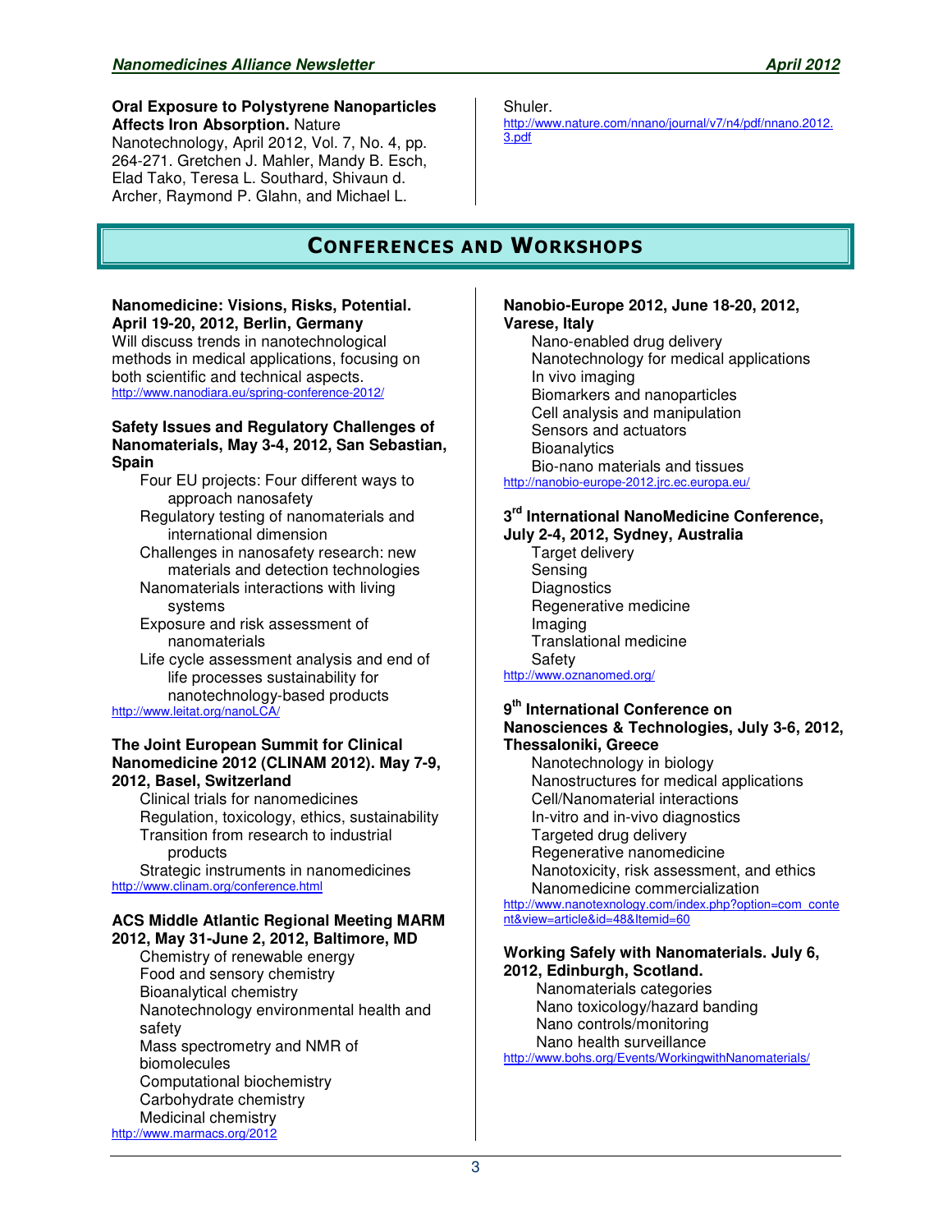**Oral Exposure to Polystyrene Nanoparticles Affects Iron Absorption.** Nature Nanotechnology, April 2012, Vol. 7, No. 4, pp. 264-271. Gretchen J. Mahler, Mandy B. Esch, Elad Tako, Teresa L. Southard, Shivaun d. Archer, Raymond P. Glahn, and Michael L. Shuler.
http://www.nature.com/nnano/journal/v7/n4/pdf/nnano.2012.3.pdf

## Conferences and Workshops

**Nanomedicine: Visions, Risks, Potential. April 19-20, 2012, Berlin, Germany**
Will discuss trends in nanotechnological methods in medical applications, focusing on both scientific and technical aspects.
http://www.nanodiara.eu/spring-conference-2012/

**Safety Issues and Regulatory Challenges of Nanomaterials, May 3-4, 2012, San Sebastian, Spain**

- Four EU projects: Four different ways to approach nanosafety
- Regulatory testing of nanomaterials and international dimension
- Challenges in nanosafety research: new materials and detection technologies
- Nanomaterials interactions with living systems
- Exposure and risk assessment of nanomaterials
- Life cycle assessment analysis and end of life processes sustainability for nanotechnology-based products

http://www.leitat.org/nanoLCA/

**The Joint European Summit for Clinical Nanomedicine 2012 (CLINAM 2012). May 7-9, 2012, Basel, Switzerland**

- Clinical trials for nanomedicines
- Regulation, toxicology, ethics, sustainability
- Transition from research to industrial products
- Strategic instruments in nanomedicines

http://www.clinam.org/conference.html

**ACS Middle Atlantic Regional Meeting MARM 2012, May 31-June 2, 2012, Baltimore, MD**

- Chemistry of renewable energy
- Food and sensory chemistry
- Bioanalytical chemistry
- Nanotechnology environmental health and safety
- Mass spectrometry and NMR of biomolecules
- Computational biochemistry
- Carbohydrate chemistry
- Medicinal chemistry

http://www.marmacs.org/2012

**Nanobio-Europe 2012, June 18-20, 2012, Varese, Italy**

- Nano-enabled drug delivery
- Nanotechnology for medical applications
- In vivo imaging
- Biomarkers and nanoparticles
- Cell analysis and manipulation
- Sensors and actuators
- Bioanalytics
- Bio-nano materials and tissues

http://nanobio-europe-2012.jrc.ec.europa.eu/

**3rd International NanoMedicine Conference, July 2-4, 2012, Sydney, Australia**

- Target delivery
- Sensing
- Diagnostics
- Regenerative medicine
- Imaging
- Translational medicine
- Safety

http://www.oznanomed.org/

**9th International Conference on Nanosciences & Technologies, July 3-6, 2012, Thessaloniki, Greece**

- Nanotechnology in biology
- Nanostructures for medical applications
- Cell/Nanomaterial interactions
- In-vitro and in-vivo diagnostics
- Targeted drug delivery
- Regenerative nanomedicine
- Nanotoxicity, risk assessment, and ethics
- Nanomedicine commercialization

http://www.nanotexnology.com/index.php?option=com_content&view=article&id=48&Itemid=60

**Working Safely with Nanomaterials. July 6, 2012, Edinburgh, Scotland.**

- Nanomaterials categories
- Nano toxicology/hazard banding
- Nano controls/monitoring
- Nano health surveillance

http://www.bohs.org/Events/WorkingwithNanomaterials/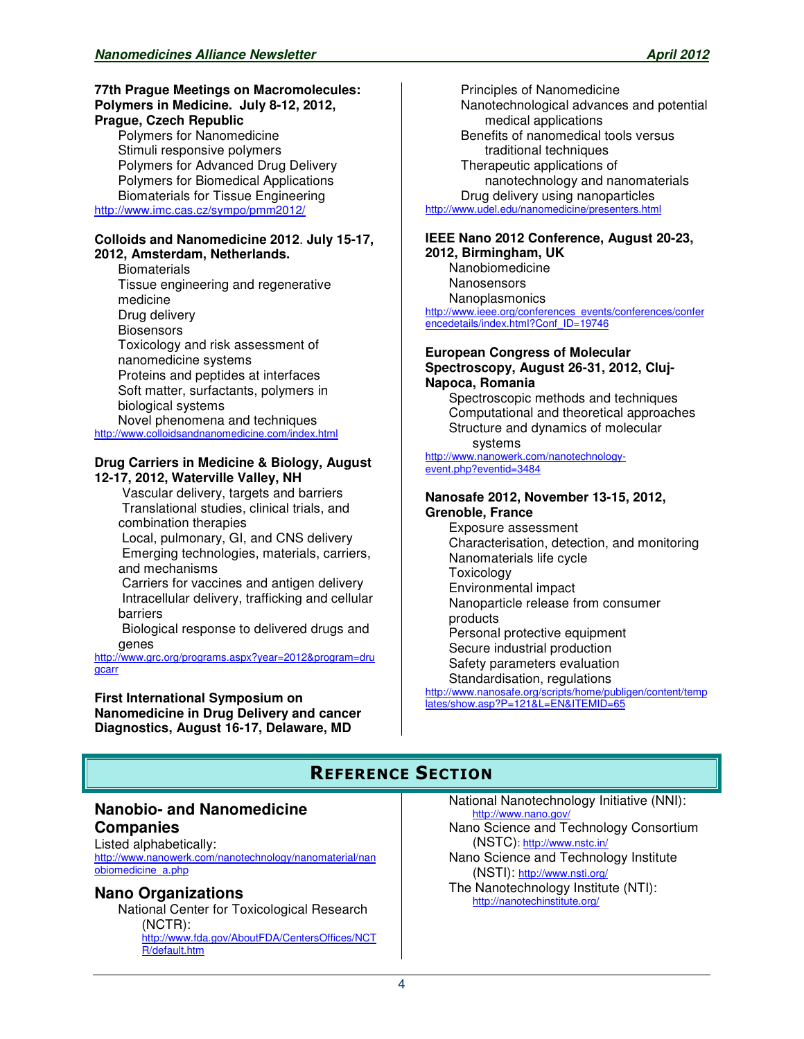**77th Prague Meetings on Macromolecules: Polymers in Medicine. July 8-12, 2012, Prague, Czech Republic**

- Polymers for Nanomedicine
- Stimuli responsive polymers
- Polymers for Advanced Drug Delivery
- Polymers for Biomedical Applications
- Biomaterials for Tissue Engineering

http://www.imc.cas.cz/sympo/pmm2012/

**Colloids and Nanomedicine 2012. July 15-17, 2012, Amsterdam, Netherlands.**

- Biomaterials
- Tissue engineering and regenerative medicine
- Drug delivery
- Biosensors
- Toxicology and risk assessment of nanomedicine systems
- Proteins and peptides at interfaces
- Soft matter, surfactants, polymers in biological systems
- Novel phenomena and techniques

http://www.colloidsandnanomedicine.com/index.html

**Drug Carriers in Medicine & Biology, August 12-17, 2012, Waterville Valley, NH**

- Vascular delivery, targets and barriers
- Translational studies, clinical trials, and combination therapies
- Local, pulmonary, GI, and CNS delivery
- Emerging technologies, materials, carriers, and mechanisms
- Carriers for vaccines and antigen delivery
- Intracellular delivery, trafficking and cellular barriers
- Biological response to delivered drugs and genes

http://www.grc.org/programs.aspx?year=2012&program=drugcarr

**First International Symposium on Nanomedicine in Drug Delivery and cancer Diagnostics, August 16-17, Delaware, MD**

- Principles of Nanomedicine
- Nanotechnological advances and potential medical applications
- Benefits of nanomedical tools versus traditional techniques
- Therapeutic applications of nanotechnology and nanomaterials
- Drug delivery using nanoparticles

http://www.udel.edu/nanomedicine/presenters.html

**IEEE Nano 2012 Conference, August 20-23, 2012, Birmingham, UK**

- Nanobiomedicine
- Nanosensors
- Nanoplasmonics

http://www.ieee.org/conferences_events/conferences/conferencedetails/index.html?Conf_ID=19746

**European Congress of Molecular Spectroscopy, August 26-31, 2012, Cluj-Napoca, Romania**

- Spectroscopic methods and techniques
- Computational and theoretical approaches
- Structure and dynamics of molecular systems

http://www.nanowerk.com/nanotechnology-event.php?eventid=3484

**Nanosafe 2012, November 13-15, 2012, Grenoble, France**

- Exposure assessment
- Characterisation, detection, and monitoring
- Nanomaterials life cycle
- Toxicology
- Environmental impact
- Nanoparticle release from consumer products
- Personal protective equipment
- Secure industrial production
- Safety parameters evaluation
- Standardisation, regulations

http://www.nanosafe.org/scripts/home/publigen/content/templates/show.asp?P=121&L=EN&ITEMID=65

# REFERENCE SECTION

## Nanobio- and Nanomedicine Companies

Listed alphabetically:
http://www.nanowerk.com/nanotechnology/nanomaterial/nanobiomedicine_a.php

## Nano Organizations

- National Center for Toxicological Research (NCTR): http://www.fda.gov/AboutFDA/CentersOffices/NCTR/default.htm
- National Nanotechnology Initiative (NNI): http://www.nano.gov/
- Nano Science and Technology Consortium (NSTC): http://www.nstc.in/
- Nano Science and Technology Institute (NSTI): http://www.nsti.org/
- The Nanotechnology Institute (NTI): http://nanotechinstitute.org/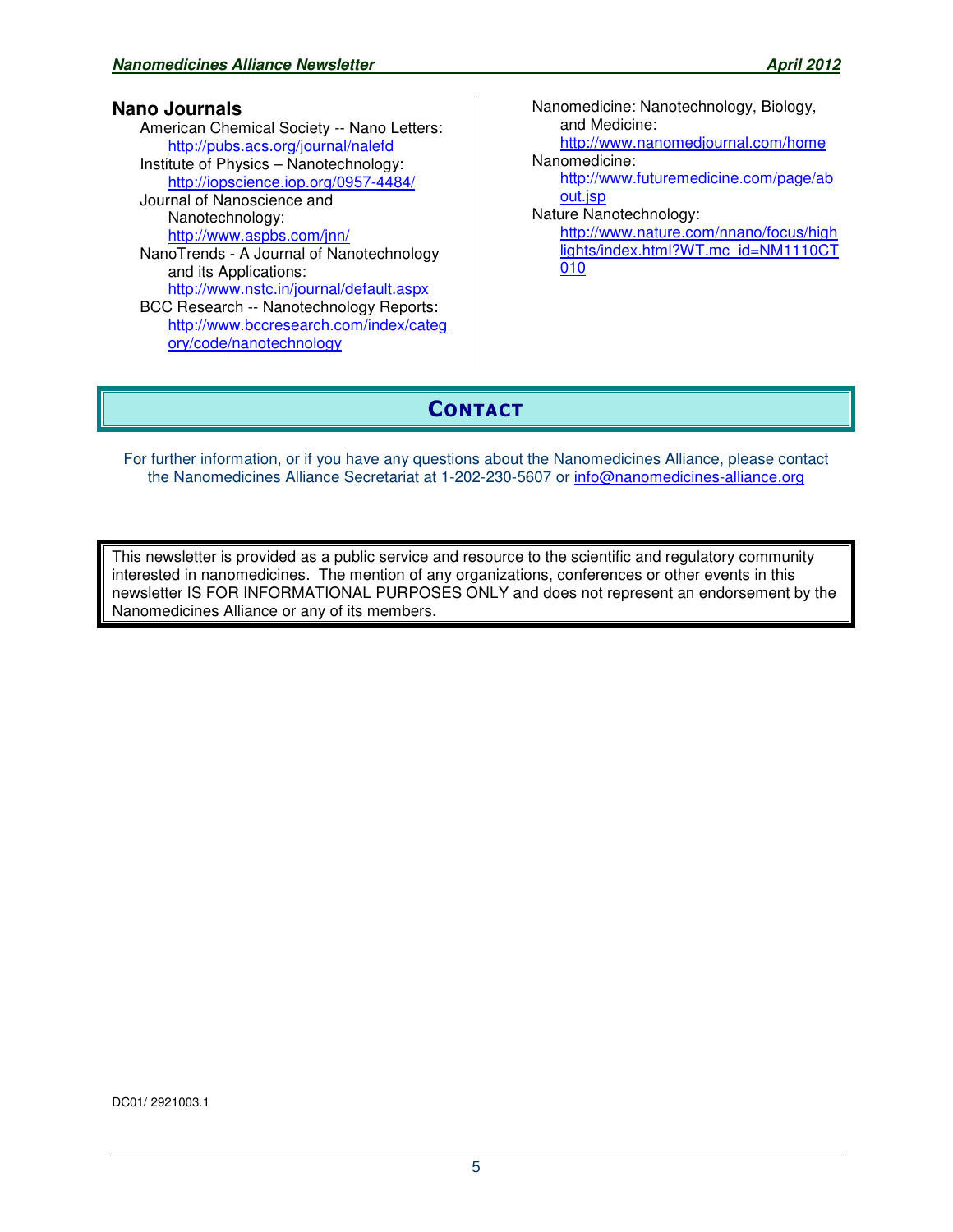## Nano Journals

American Chemical Society -- Nano Letters:
http://pubs.acs.org/journal/nalefd

Institute of Physics – Nanotechnology:
http://iopscience.iop.org/0957-4484/

Journal of Nanoscience and Nanotechnology:
http://www.aspbs.com/jnn/

NanoTrends - A Journal of Nanotechnology and its Applications:
http://www.nstc.in/journal/default.aspx

BCC Research -- Nanotechnology Reports:
http://www.bccresearch.com/index/category/code/nanotechnology

Nanomedicine: Nanotechnology, Biology, and Medicine:
http://www.nanomedjournal.com/home

Nanomedicine:
http://www.futuremedicine.com/page/about.jsp

Nature Nanotechnology:
http://www.nature.com/nnano/focus/highlights/index.html?WT.mc_id=NM1110CT010

## Contact

For further information, or if you have any questions about the Nanomedicines Alliance, please contact the Nanomedicines Alliance Secretariat at 1-202-230-5607 or info@nanomedicines-alliance.org

This newsletter is provided as a public service and resource to the scientific and regulatory community interested in nanomedicines. The mention of any organizations, conferences or other events in this newsletter IS FOR INFORMATIONAL PURPOSES ONLY and does not represent an endorsement by the Nanomedicines Alliance or any of its members.

DC01/ 2921003.1